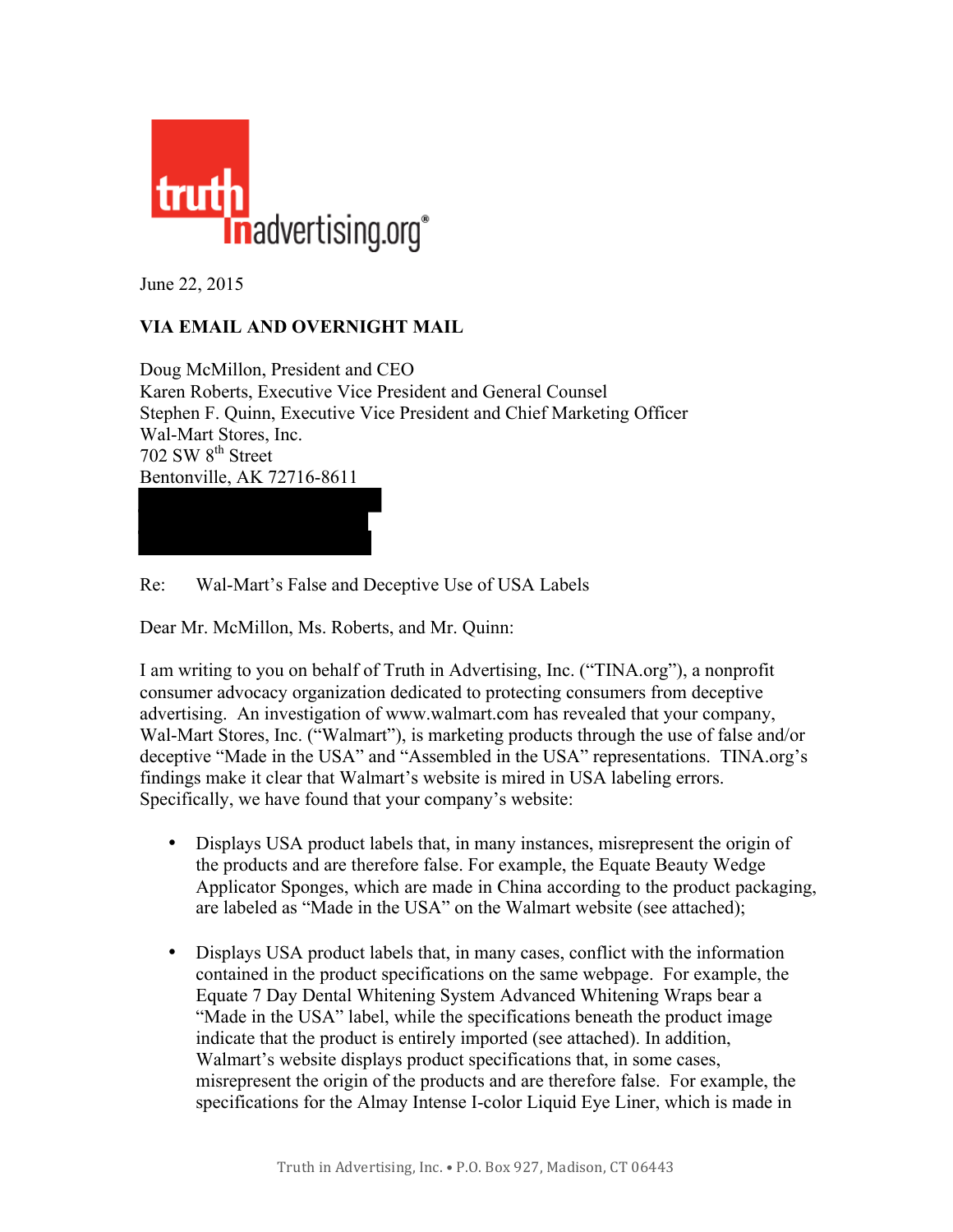truth in advertising.org®

June 22, 2015

**VIA EMAIL AND OVERNIGHT MAIL**

Doug McMillon, President and CEO
Karen Roberts, Executive Vice President and General Counsel
Stephen F. Quinn, Executive Vice President and Chief Marketing Officer
Wal-Mart Stores, Inc.
702 SW 8th Street
Bentonville, AK 72716-8611

Re: Wal-Mart's False and Deceptive Use of USA Labels

Dear Mr. McMillon, Ms. Roberts, and Mr. Quinn:

I am writing to you on behalf of Truth in Advertising, Inc. ("TINA.org"), a nonprofit consumer advocacy organization dedicated to protecting consumers from deceptive advertising. An investigation of www.walmart.com has revealed that your company, Wal-Mart Stores, Inc. ("Walmart"), is marketing products through the use of false and/or deceptive "Made in the USA" and "Assembled in the USA" representations. TINA.org's findings make it clear that Walmart's website is mired in USA labeling errors. Specifically, we have found that your company's website:

- Displays USA product labels that, in many instances, misrepresent the origin of the products and are therefore false. For example, the Equate Beauty Wedge Applicator Sponges, which are made in China according to the product packaging, are labeled as "Made in the USA" on the Walmart website (see attached);

- Displays USA product labels that, in many cases, conflict with the information contained in the product specifications on the same webpage. For example, the Equate 7 Day Dental Whitening System Advanced Whitening Wraps bear a "Made in the USA" label, while the specifications beneath the product image indicate that the product is entirely imported (see attached). In addition, Walmart's website displays product specifications that, in some cases, misrepresent the origin of the products and are therefore false. For example, the specifications for the Almay Intense I-color Liquid Eye Liner, which is made in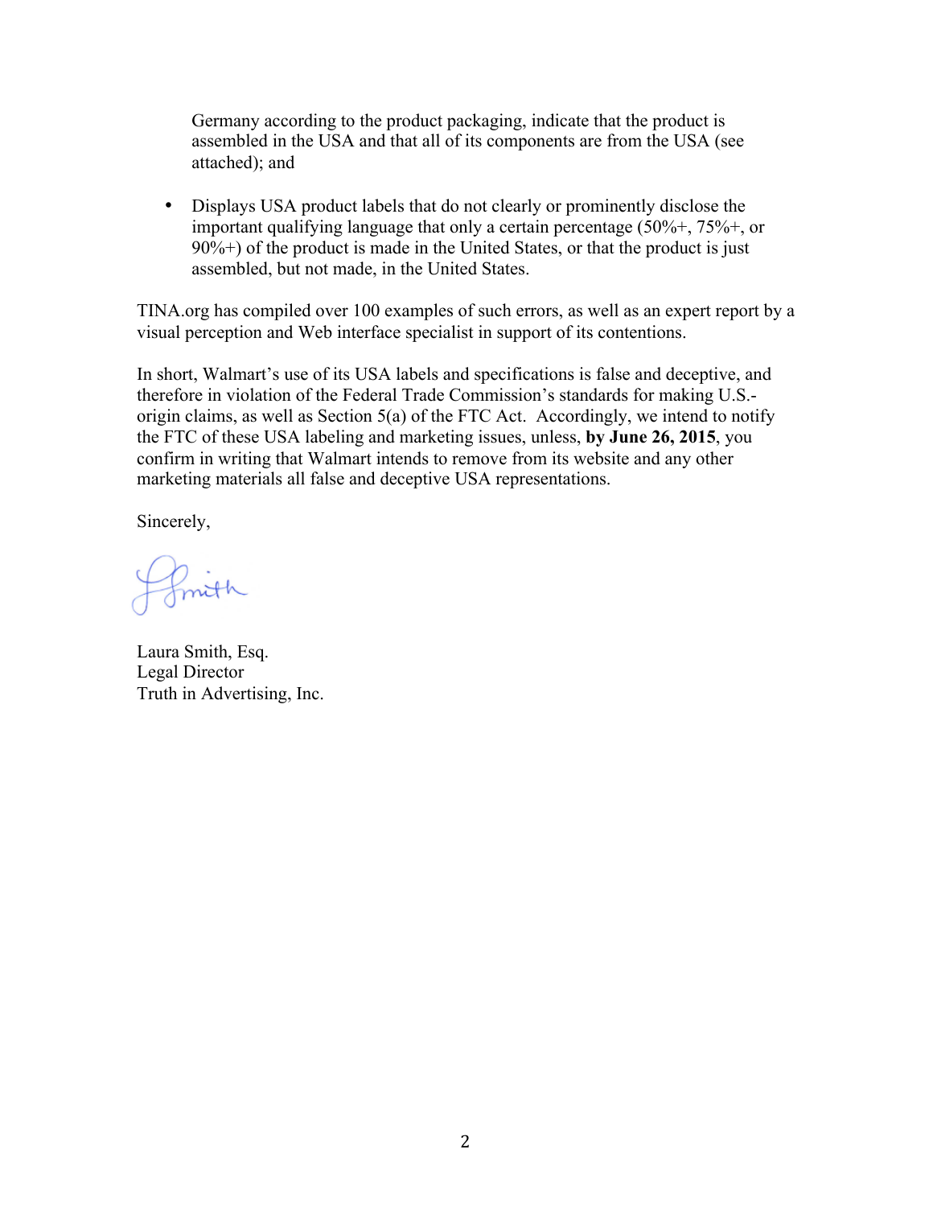Germany according to the product packaging, indicate that the product is assembled in the USA and that all of its components are from the USA (see attached); and

- Displays USA product labels that do not clearly or prominently disclose the important qualifying language that only a certain percentage (50%+, 75%+, or 90%+) of the product is made in the United States, or that the product is just assembled, but not made, in the United States.

TINA.org has compiled over 100 examples of such errors, as well as an expert report by a visual perception and Web interface specialist in support of its contentions.

In short, Walmart's use of its USA labels and specifications is false and deceptive, and therefore in violation of the Federal Trade Commission's standards for making U.S.-origin claims, as well as Section 5(a) of the FTC Act. Accordingly, we intend to notify the FTC of these USA labeling and marketing issues, unless, **by June 26, 2015**, you confirm in writing that Walmart intends to remove from its website and any other marketing materials all false and deceptive USA representations.

Sincerely,

LSmith

Laura Smith, Esq.
Legal Director
Truth in Advertising, Inc.